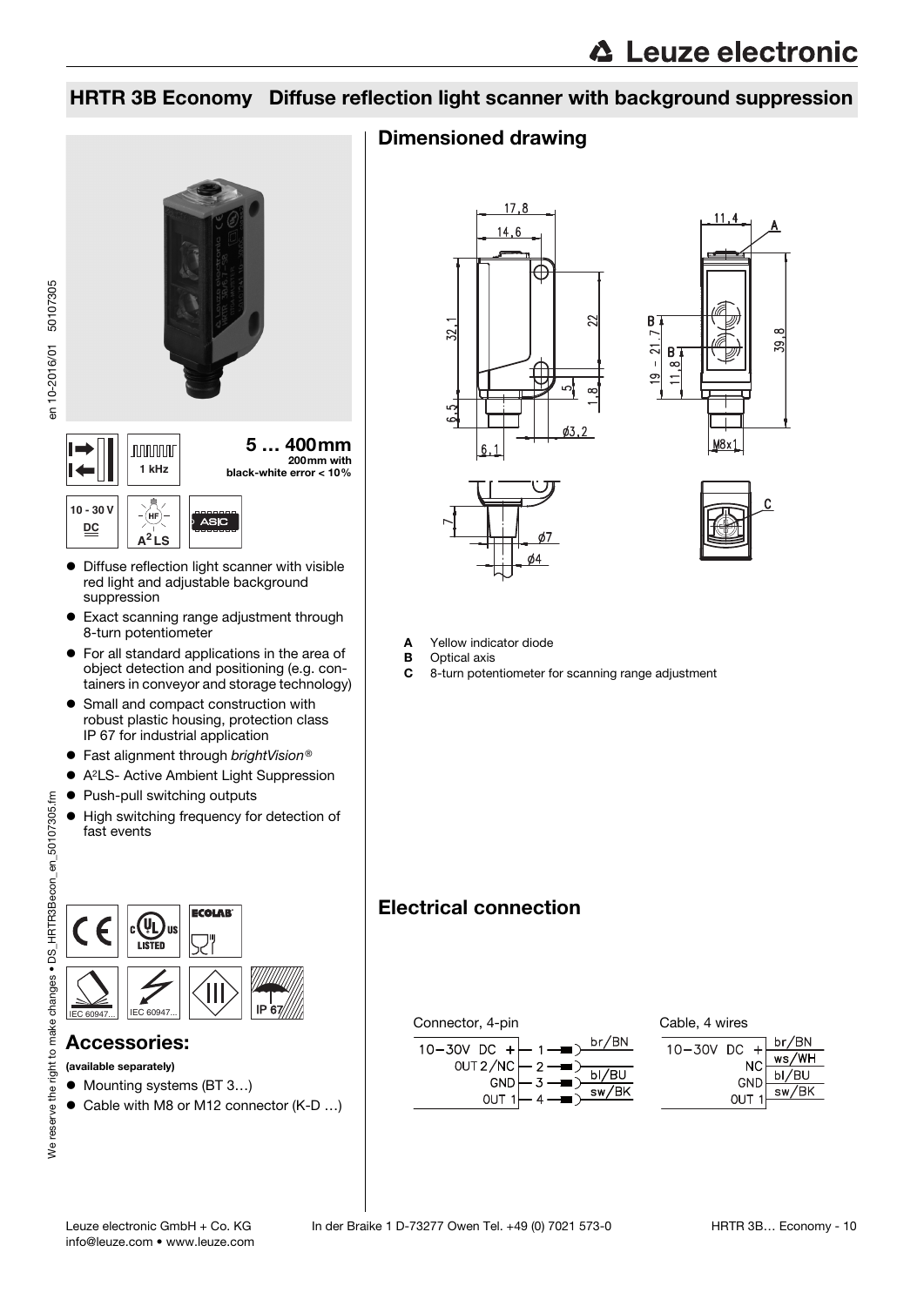# HRTR 3B Economy Diffuse reflection light scanner with background suppression

**5 … 400mm**
200mm with black-white error < 10%

1 kHz

10 - 30 V DC

$A^2LS$

ASIC

- Diffuse reflection light scanner with visible red light and adjustable background suppression
- Exact scanning range adjustment through 8-turn potentiometer
- For all standard applications in the area of object detection and positioning (e.g. containers in conveyor and storage technology)
- Small and compact construction with robust plastic housing, protection class IP 67 for industrial application
- Fast alignment through *brightVision®*
- $A^2LS$- Active Ambient Light Suppression
- Push-pull switching outputs
- High switching frequency for detection of fast events

IEC 60947... IEC 60947... IP 67

## Accessories:

**(available separately)**

- Mounting systems (BT 3…)
- Cable with M8 or M12 connector (K-D …)

## Dimensioned drawing

- **A** Yellow indicator diode
- **B** Optical axis
- **C** 8-turn potentiometer for scanning range adjustment

## Electrical connection

Connector, 4-pin

| Signal | Pin | Wire |
|---|---|---|
| 10–30V DC + | 1 | br/BN |
| OUT 2/NC | 2 | |
| GND | 3 | bl/BU |
| OUT 1 | 4 | sw/BK |

Cable, 4 wires

| Signal | Wire |
|---|---|
| 10–30V DC + | br/BN |
| NC | ws/WH |
| GND | bl/BU |
| OUT 1 | sw/BK |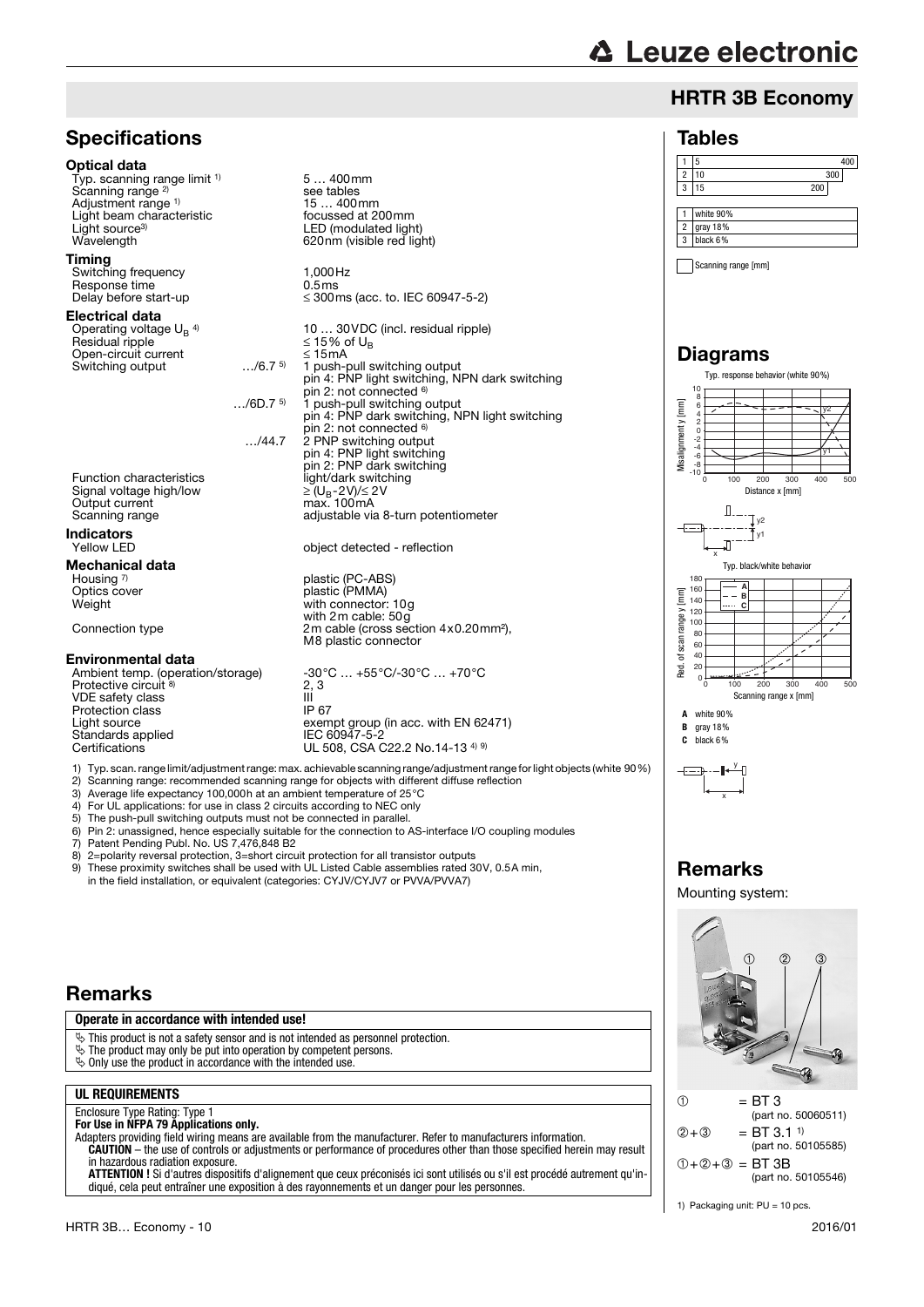# HRTR 3B Economy

## Specifications

### Optical data

| | |
|---|---|
| Typ. scanning range limit [1] | 5 … 400mm |
| Scanning range [2] | see tables |
| Adjustment range [1] | 15 … 400mm |
| Light beam characteristic | focussed at 200mm |
| Light source[3] | LED (modulated light) |
| Wavelength | 620nm (visible red light) |

### Timing

| | |
|---|---|
| Switching frequency | 1,000Hz |
| Response time | 0.5ms |
| Delay before start-up | ≤ 300ms (acc. to. IEC 60947-5-2) |

### Electrical data

| | | |
|---|---|---|
| Operating voltage $U_B$ [4] | | 10 … 30VDC (incl. residual ripple) |
| Residual ripple | | ≤ 15% of $U_B$ |
| Open-circuit current | | ≤ 15mA |
| Switching output | …/6.7 [5] | 1 push-pull switching output<br>pin 4: PNP light switching, NPN dark switching<br>pin 2: not connected [6] |
| | …/6D.7 [5] | 1 push-pull switching output<br>pin 4: PNP dark switching, NPN light switching<br>pin 2: not connected [6] |
| | …/44.7 | 2 PNP switching output<br>pin 4: PNP light switching<br>pin 2: PNP dark switching |
| Function characteristics | | light/dark switching |
| Signal voltage high/low | | ≥ ($U_B$-2V)/≤ 2V |
| Output current | | max. 100mA |
| Scanning range | | adjustable via 8-turn potentiometer |

### Indicators

| | |
|---|---|
| Yellow LED | object detected - reflection |

### Mechanical data

| | |
|---|---|
| Housing [7] | plastic (PC-ABS) |
| Optics cover | plastic (PMMA) |
| Weight | with connector: 10g<br>with 2m cable: 50g |
| Connection type | 2m cable (cross section 4x0.20mm²),<br>M8 plastic connector |

### Environmental data

| | |
|---|---|
| Ambient temp. (operation/storage) | -30°C … +55°C/-30°C … +70°C |
| Protective circuit [8] | 2, 3 |
| VDE safety class | III |
| Protection class | IP 67 |
| Light source | exempt group (in acc. with EN 62471) |
| Standards applied | IEC 60947-5-2 |
| Certifications | UL 508, CSA C22.2 No.14-13 [4] [9] |

1) Typ. scan. range limit/adjustment range: max. achievable scanning range/adjustment range for light objects (white 90%)
2) Scanning range: recommended scanning range for objects with different diffuse reflection
3) Average life expectancy 100,000h at an ambient temperature of 25°C
4) For UL applications: for use in class 2 circuits according to NEC only
5) The push-pull switching outputs must not be connected in parallel.
6) Pin 2: unassigned, hence especially suitable for the connection to AS-interface I/O coupling modules
7) Patent Pending Publ. No. US 7,476,848 B2
8) 2=polarity reversal protection, 3=short circuit protection for all transistor outputs
9) These proximity switches shall be used with UL Listed Cable assemblies rated 30V, 0.5A min, in the field installation, or equivalent (categories: CYJV/CYJV7 or PVVA/PVVA7)

## Tables

| | Scanning range [mm] |
|---|---|
| 1 | 5 … 400 |
| 2 | 10 … 300 |
| 3 | 15 … 200 |

| | |
|---|---|
| 1 | white 90% |
| 2 | gray 18% |
| 3 | black 6% |

Scanning range [mm]

## Diagrams

Typ. response behavior (white 90%)

Misalignment y [mm]; Distance x [mm]

Typ. black/white behavior

Red. of scan range y [mm]; Scanning range x [mm]

**A** white 90%
**B** gray 18%
**C** black 6%

## Remarks

Mounting system:

| | | |
|---|---|---|
| ① | = BT 3 | (part no. 50060511) |
| ②+③ | = BT 3.1 [1] | (part no. 50105585) |
| ①+②+③ | = BT 3B | (part no. 50105546) |

1) Packaging unit: PU = 10 pcs.

## Remarks

**Operate in accordance with intended use!**

- This product is not a safety sensor and is not intended as personnel protection.
- The product may only be put into operation by competent persons.
- Only use the product in accordance with the intended use.

**UL REQUIREMENTS**

Enclosure Type Rating: Type 1
**For Use in NFPA 79 Applications only.**
Adapters providing field wiring means are available from the manufacturer. Refer to manufacturers information.
**CAUTION** – the use of controls or adjustments or performance of procedures other than those specified herein may result in hazardous radiation exposure.
**ATTENTION !** Si d'autres dispositifs d'alignement que ceux préconisés ici sont utilisés ou s'il est procédé autrement qu'indiqué, cela peut entraîner une exposition à des rayonnements et un danger pour les personnes.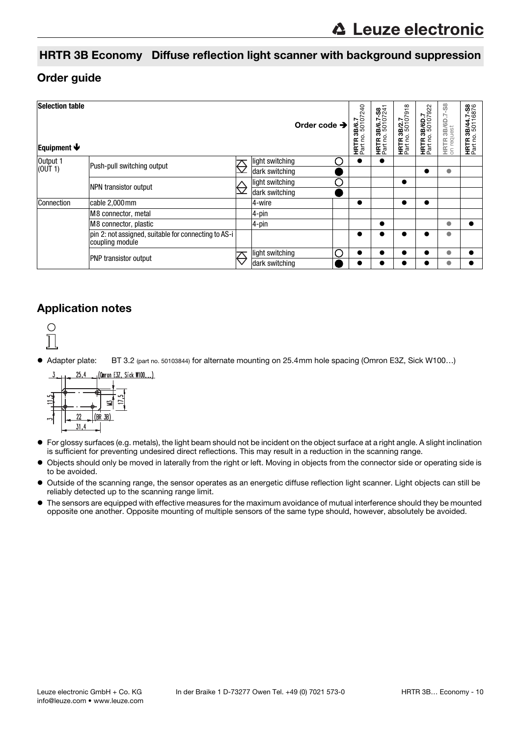## HRTR 3B Economy Diffuse reflection light scanner with background suppression

## Order guide

| Selection table | | | | | HRTR 3B/6.7 Part no. 50107240 | HRTR 3B/6.7-S8 Part no. 50107241 | HRTR 3B/2.7 Part no. 50107918 | HRTR 3B/6D.7 Part no. 50107922 | HRTR 3B/6D.7-S8 on request | HRTR 3B/44.7-S8 Part no. 50116876 |
|---|---|---|---|---|---|---|---|---|---|---|
| Equipment ↓ | | | Order code → | | | | | | | |
| Output 1 (OUT 1) | Push-pull switching output | | light switching | ○ | ● | ● | | | | |
| | | | dark switching | ● | | | | ● | ● | |
| | NPN transistor output | | light switching | ○ | | | ● | | | |
| | | | dark switching | ● | | | | | | |
| Connection | cable 2,000mm | | 4-wire | | ● | | ● | ● | | |
| | M8 connector, metal | | 4-pin | | | | | | | |
| | M8 connector, plastic | | 4-pin | | | ● | | | ● | ● |
| | pin 2: not assigned, suitable for connecting to AS-i coupling module | | | | ● | ● | ● | ● | ● | |
| | PNP transistor output | | light switching | ○ | ● | ● | ● | ● | ● | ● |
| | | | dark switching | ● | ● | ● | ● | ● | ● | ● |

## Application notes

- Adapter plate: BT 3.2 (part no. 50103844) for alternate mounting on 25.4mm hole spacing (Omron E3Z, Sick W100…)

3 25,4 (Omron E3Z, Sick W100...) 11,5 M3 17,5 3 22 (BR 3B) 31,4

- For glossy surfaces (e.g. metals), the light beam should not be incident on the object surface at a right angle. A slight inclination is sufficient for preventing undesired direct reflections. This may result in a reduction in the scanning range.
- Objects should only be moved in laterally from the right or left. Moving in objects from the connector side or operating side is to be avoided.
- Outside of the scanning range, the sensor operates as an energetic diffuse reflection light scanner. Light objects can still be reliably detected up to the scanning range limit.
- The sensors are equipped with effective measures for the maximum avoidance of mutual interference should they be mounted opposite one another. Opposite mounting of multiple sensors of the same type should, however, absolutely be avoided.